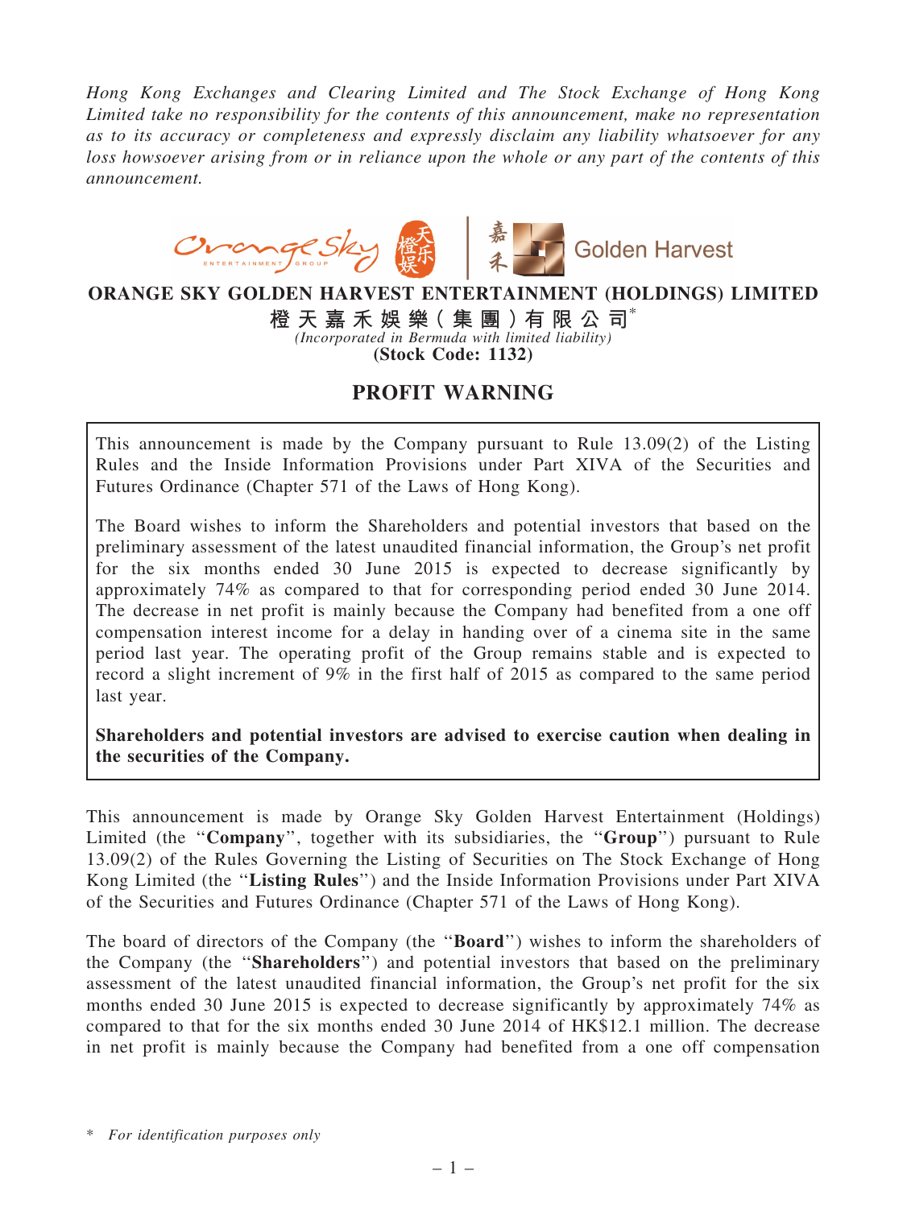*Hong Kong Exchanges and Clearing Limited and The Stock Exchange of Hong Kong Limited take no responsibility for the contents of this announcement, make no representation as to its accuracy or completeness and expressly disclaim any liability whatsoever for any loss howsoever arising from or in reliance upon the whole or any part of the contents of this announcement.*

**ORANGE SKY GOLDEN HARVEST ENTERTAINMENT (HOLDINGS) LIMITED**

**橙天嘉禾娛樂(集團)有限公司***

*(Incorporated in Bermuda with limited liability)*

**(Stock Code: 1132)**

# PROFIT WARNING

This announcement is made by the Company pursuant to Rule 13.09(2) of the Listing Rules and the Inside Information Provisions under Part XIVA of the Securities and Futures Ordinance (Chapter 571 of the Laws of Hong Kong).

The Board wishes to inform the Shareholders and potential investors that based on the preliminary assessment of the latest unaudited financial information, the Group's net profit for the six months ended 30 June 2015 is expected to decrease significantly by approximately 74% as compared to that for corresponding period ended 30 June 2014. The decrease in net profit is mainly because the Company had benefited from a one off compensation interest income for a delay in handing over of a cinema site in the same period last year. The operating profit of the Group remains stable and is expected to record a slight increment of 9% in the first half of 2015 as compared to the same period last year.

**Shareholders and potential investors are advised to exercise caution when dealing in the securities of the Company.**

This announcement is made by Orange Sky Golden Harvest Entertainment (Holdings) Limited (the "**Company**", together with its subsidiaries, the "**Group**") pursuant to Rule 13.09(2) of the Rules Governing the Listing of Securities on The Stock Exchange of Hong Kong Limited (the "**Listing Rules**") and the Inside Information Provisions under Part XIVA of the Securities and Futures Ordinance (Chapter 571 of the Laws of Hong Kong).

The board of directors of the Company (the "**Board**") wishes to inform the shareholders of the Company (the "**Shareholders**") and potential investors that based on the preliminary assessment of the latest unaudited financial information, the Group's net profit for the six months ended 30 June 2015 is expected to decrease significantly by approximately 74% as compared to that for the six months ended 30 June 2014 of HK$12.1 million. The decrease in net profit is mainly because the Company had benefited from a one off compensation

\* *For identification purposes only*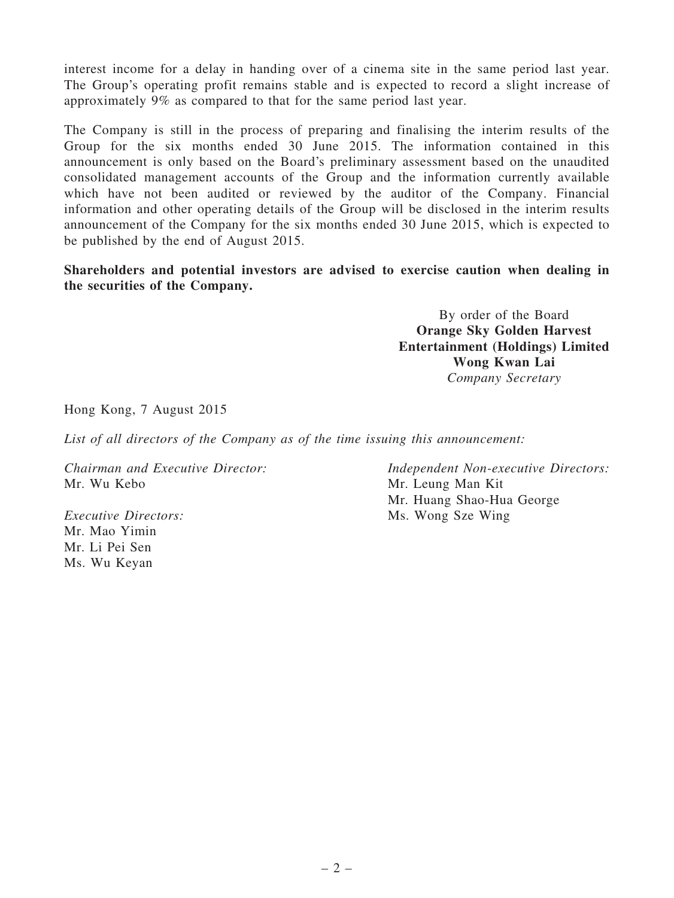interest income for a delay in handing over of a cinema site in the same period last year. The Group's operating profit remains stable and is expected to record a slight increase of approximately 9% as compared to that for the same period last year.

The Company is still in the process of preparing and finalising the interim results of the Group for the six months ended 30 June 2015. The information contained in this announcement is only based on the Board's preliminary assessment based on the unaudited consolidated management accounts of the Group and the information currently available which have not been audited or reviewed by the auditor of the Company. Financial information and other operating details of the Group will be disclosed in the interim results announcement of the Company for the six months ended 30 June 2015, which is expected to be published by the end of August 2015.

**Shareholders and potential investors are advised to exercise caution when dealing in the securities of the Company.**

By order of the Board
**Orange Sky Golden Harvest Entertainment (Holdings) Limited**
**Wong Kwan Lai**
*Company Secretary*

Hong Kong, 7 August 2015

*List of all directors of the Company as of the time issuing this announcement:*

*Chairman and Executive Director:*
Mr. Wu Kebo

*Executive Directors:*
Mr. Mao Yimin
Mr. Li Pei Sen
Ms. Wu Keyan

*Independent Non-executive Directors:*
Mr. Leung Man Kit
Mr. Huang Shao-Hua George
Ms. Wong Sze Wing